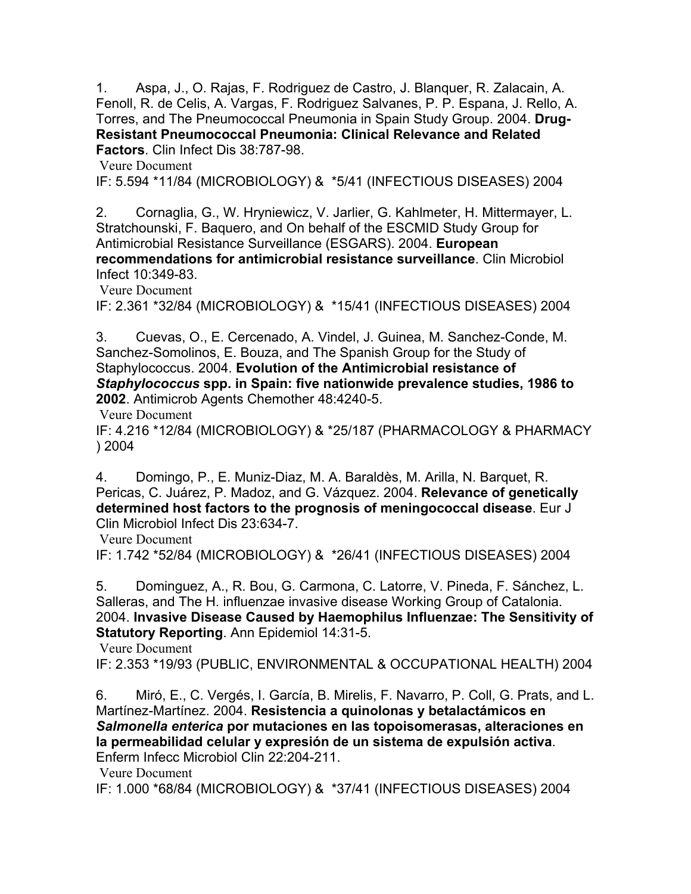1. Aspa, J., O. Rajas, F. Rodriguez de Castro, J. Blanquer, R. Zalacain, A. Fenoll, R. de Celis, A. Vargas, F. Rodriguez Salvanes, P. P. Espana, J. Rello, A. Torres, and The Pneumococcal Pneumonia in Spain Study Group. 2004. **Drug-Resistant Pneumococcal Pneumonia: Clinical Relevance and Related Factors**. Clin Infect Dis 38:787-98.

   Veure Document

   IF: 5.594 *11/84 (MICROBIOLOGY) & *5/41 (INFECTIOUS DISEASES) 2004

2. Cornaglia, G., W. Hryniewicz, V. Jarlier, G. Kahlmeter, H. Mittermayer, L. Stratchounski, F. Baquero, and On behalf of the ESCMID Study Group for Antimicrobial Resistance Surveillance (ESGARS). 2004. **European recommendations for antimicrobial resistance surveillance**. Clin Microbiol Infect 10:349-83.

   Veure Document

   IF: 2.361 *32/84 (MICROBIOLOGY) & *15/41 (INFECTIOUS DISEASES) 2004

3. Cuevas, O., E. Cercenado, A. Vindel, J. Guinea, M. Sanchez-Conde, M. Sanchez-Somolinos, E. Bouza, and The Spanish Group for the Study of Staphylococcus. 2004. **Evolution of the Antimicrobial resistance of *Staphylococcus* spp. in Spain: five nationwide prevalence studies, 1986 to 2002**. Antimicrob Agents Chemother 48:4240-5.

   Veure Document

   IF: 4.216 *12/84 (MICROBIOLOGY) & *25/187 (PHARMACOLOGY & PHARMACY ) 2004

4. Domingo, P., E. Muniz-Diaz, M. A. Baraldès, M. Arilla, N. Barquet, R. Pericas, C. Juárez, P. Madoz, and G. Vázquez. 2004. **Relevance of genetically determined host factors to the prognosis of meningococcal disease**. Eur J Clin Microbiol Infect Dis 23:634-7.

   Veure Document

   IF: 1.742 *52/84 (MICROBIOLOGY) & *26/41 (INFECTIOUS DISEASES) 2004

5. Dominguez, A., R. Bou, G. Carmona, C. Latorre, V. Pineda, F. Sánchez, L. Salleras, and The H. influenzae invasive disease Working Group of Catalonia. 2004. **Invasive Disease Caused by Haemophilus Influenzae: The Sensitivity of Statutory Reporting**. Ann Epidemiol 14:31-5.

   Veure Document

   IF: 2.353 *19/93 (PUBLIC, ENVIRONMENTAL & OCCUPATIONAL HEALTH) 2004

6. Miró, E., C. Vergés, I. García, B. Mirelis, F. Navarro, P. Coll, G. Prats, and L. Martínez-Martínez. 2004. **Resistencia a quinolonas y betalactámicos en *Salmonella enterica* por mutaciones en las topoisomerasas, alteraciones en la permeabilidad celular y expresión de un sistema de expulsión activa**. Enferm Infecc Microbiol Clin 22:204-211.

   Veure Document

   IF: 1.000 *68/84 (MICROBIOLOGY) & *37/41 (INFECTIOUS DISEASES) 2004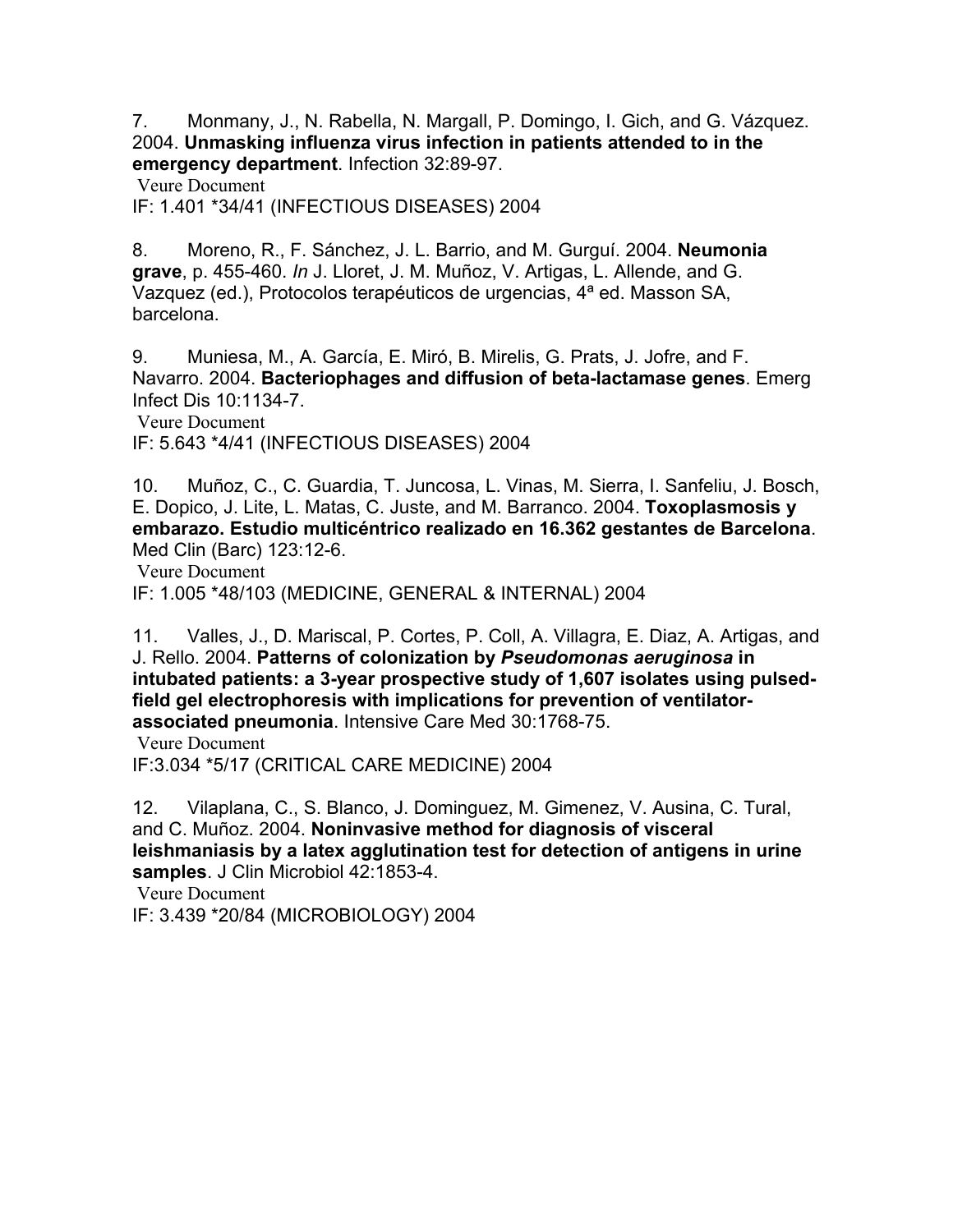7. Monmany, J., N. Rabella, N. Margall, P. Domingo, I. Gich, and G. Vázquez. 2004. **Unmasking influenza virus infection in patients attended to in the emergency department**. Infection 32:89-97.
Veure Document
IF: 1.401 *34/41 (INFECTIOUS DISEASES) 2004

8. Moreno, R., F. Sánchez, J. L. Barrio, and M. Gurguí. 2004. **Neumonia grave**, p. 455-460. *In* J. Lloret, J. M. Muñoz, V. Artigas, L. Allende, and G. Vazquez (ed.), Protocolos terapéuticos de urgencias, 4ª ed. Masson SA, barcelona.

9. Muniesa, M., A. García, E. Miró, B. Mirelis, G. Prats, J. Jofre, and F. Navarro. 2004. **Bacteriophages and diffusion of beta-lactamase genes**. Emerg Infect Dis 10:1134-7.
Veure Document
IF: 5.643 *4/41 (INFECTIOUS DISEASES) 2004

10. Muñoz, C., C. Guardia, T. Juncosa, L. Vinas, M. Sierra, I. Sanfeliu, J. Bosch, E. Dopico, J. Lite, L. Matas, C. Juste, and M. Barranco. 2004. **Toxoplasmosis y embarazo. Estudio multicéntrico realizado en 16.362 gestantes de Barcelona**. Med Clin (Barc) 123:12-6.
Veure Document
IF: 1.005 *48/103 (MEDICINE, GENERAL & INTERNAL) 2004

11. Valles, J., D. Mariscal, P. Cortes, P. Coll, A. Villagra, E. Diaz, A. Artigas, and J. Rello. 2004. **Patterns of colonization by *Pseudomonas aeruginosa* in intubated patients: a 3-year prospective study of 1,607 isolates using pulsed-field gel electrophoresis with implications for prevention of ventilator-associated pneumonia**. Intensive Care Med 30:1768-75.
Veure Document
IF:3.034 *5/17 (CRITICAL CARE MEDICINE) 2004

12. Vilaplana, C., S. Blanco, J. Dominguez, M. Gimenez, V. Ausina, C. Tural, and C. Muñoz. 2004. **Noninvasive method for diagnosis of visceral leishmaniasis by a latex agglutination test for detection of antigens in urine samples**. J Clin Microbiol 42:1853-4.
Veure Document
IF: 3.439 *20/84 (MICROBIOLOGY) 2004